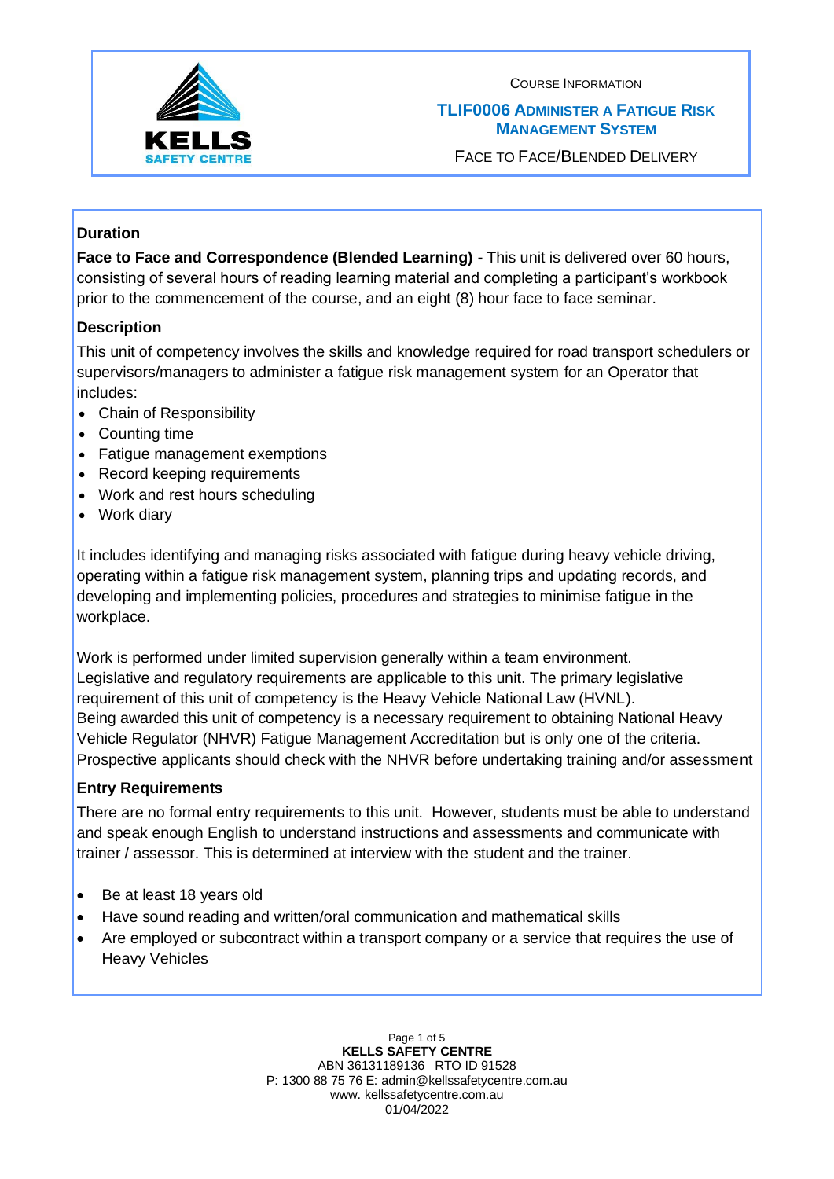COURSE INFORMATION

# TLIF0006 ADMINISTER A FATIGUE RISK MANAGEMENT SYSTEM

FACE TO FACE/BLENDED DELIVERY

## Duration

**Face to Face and Correspondence (Blended Learning) -** This unit is delivered over 60 hours, consisting of several hours of reading learning material and completing a participant's workbook prior to the commencement of the course, and an eight (8) hour face to face seminar.

## Description

This unit of competency involves the skills and knowledge required for road transport schedulers or supervisors/managers to administer a fatigue risk management system for an Operator that includes:

- Chain of Responsibility
- Counting time
- Fatigue management exemptions
- Record keeping requirements
- Work and rest hours scheduling
- Work diary

It includes identifying and managing risks associated with fatigue during heavy vehicle driving, operating within a fatigue risk management system, planning trips and updating records, and developing and implementing policies, procedures and strategies to minimise fatigue in the workplace.

Work is performed under limited supervision generally within a team environment.
Legislative and regulatory requirements are applicable to this unit. The primary legislative requirement of this unit of competency is the Heavy Vehicle National Law (HVNL).
Being awarded this unit of competency is a necessary requirement to obtaining National Heavy Vehicle Regulator (NHVR) Fatigue Management Accreditation but is only one of the criteria.
Prospective applicants should check with the NHVR before undertaking training and/or assessment

## Entry Requirements

There are no formal entry requirements to this unit. However, students must be able to understand and speak enough English to understand instructions and assessments and communicate with trainer / assessor. This is determined at interview with the student and the trainer.

- Be at least 18 years old
- Have sound reading and written/oral communication and mathematical skills
- Are employed or subcontract within a transport company or a service that requires the use of Heavy Vehicles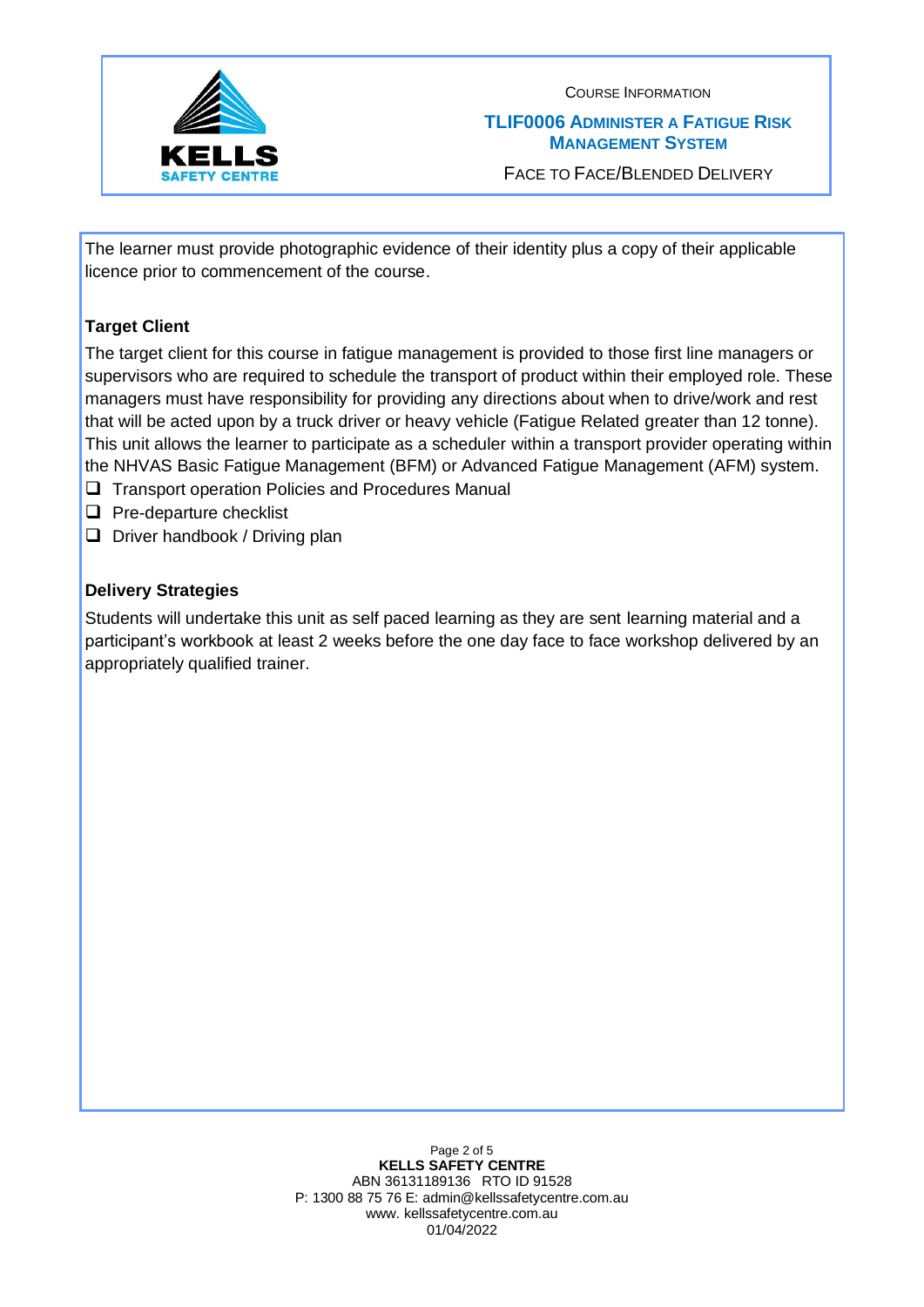The learner must provide photographic evidence of their identity plus a copy of their applicable licence prior to commencement of the course.

**Target Client**

The target client for this course in fatigue management is provided to those first line managers or supervisors who are required to schedule the transport of product within their employed role. These managers must have responsibility for providing any directions about when to drive/work and rest that will be acted upon by a truck driver or heavy vehicle (Fatigue Related greater than 12 tonne). This unit allows the learner to participate as a scheduler within a transport provider operating within the NHVAS Basic Fatigue Management (BFM) or Advanced Fatigue Management (AFM) system.

- ❑ Transport operation Policies and Procedures Manual
- ❑ Pre-departure checklist
- ❑ Driver handbook / Driving plan

**Delivery Strategies**

Students will undertake this unit as self paced learning as they are sent learning material and a participant's workbook at least 2 weeks before the one day face to face workshop delivered by an appropriately qualified trainer.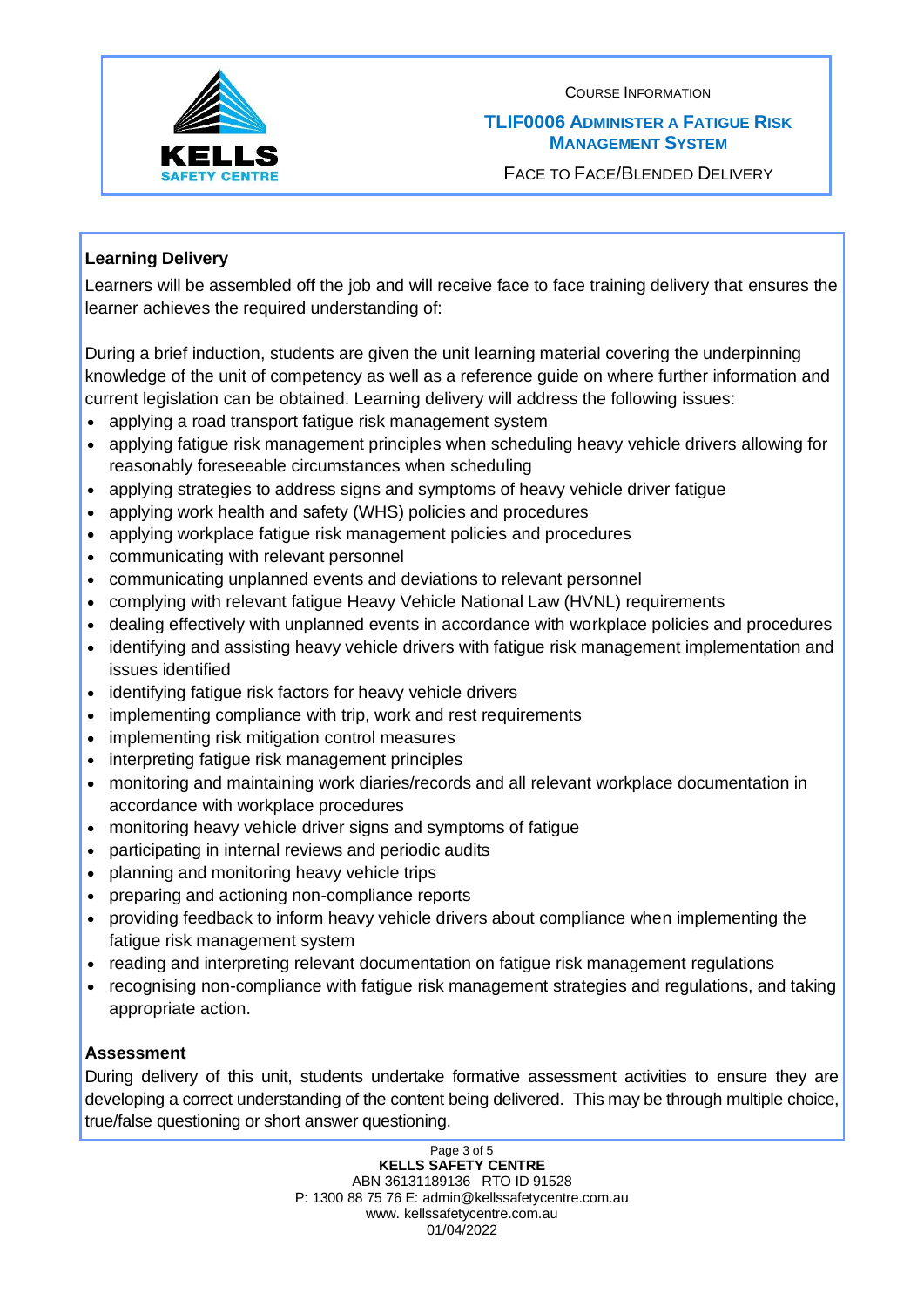COURSE INFORMATION

**TLIF0006 ADMINISTER A FATIGUE RISK MANAGEMENT SYSTEM**

FACE TO FACE/BLENDED DELIVERY

## Learning Delivery

Learners will be assembled off the job and will receive face to face training delivery that ensures the learner achieves the required understanding of:

During a brief induction, students are given the unit learning material covering the underpinning knowledge of the unit of competency as well as a reference guide on where further information and current legislation can be obtained. Learning delivery will address the following issues:

- applying a road transport fatigue risk management system
- applying fatigue risk management principles when scheduling heavy vehicle drivers allowing for reasonably foreseeable circumstances when scheduling
- applying strategies to address signs and symptoms of heavy vehicle driver fatigue
- applying work health and safety (WHS) policies and procedures
- applying workplace fatigue risk management policies and procedures
- communicating with relevant personnel
- communicating unplanned events and deviations to relevant personnel
- complying with relevant fatigue Heavy Vehicle National Law (HVNL) requirements
- dealing effectively with unplanned events in accordance with workplace policies and procedures
- identifying and assisting heavy vehicle drivers with fatigue risk management implementation and issues identified
- identifying fatigue risk factors for heavy vehicle drivers
- implementing compliance with trip, work and rest requirements
- implementing risk mitigation control measures
- interpreting fatigue risk management principles
- monitoring and maintaining work diaries/records and all relevant workplace documentation in accordance with workplace procedures
- monitoring heavy vehicle driver signs and symptoms of fatigue
- participating in internal reviews and periodic audits
- planning and monitoring heavy vehicle trips
- preparing and actioning non-compliance reports
- providing feedback to inform heavy vehicle drivers about compliance when implementing the fatigue risk management system
- reading and interpreting relevant documentation on fatigue risk management regulations
- recognising non-compliance with fatigue risk management strategies and regulations, and taking appropriate action.

## Assessment

During delivery of this unit, students undertake formative assessment activities to ensure they are developing a correct understanding of the content being delivered. This may be through multiple choice, true/false questioning or short answer questioning.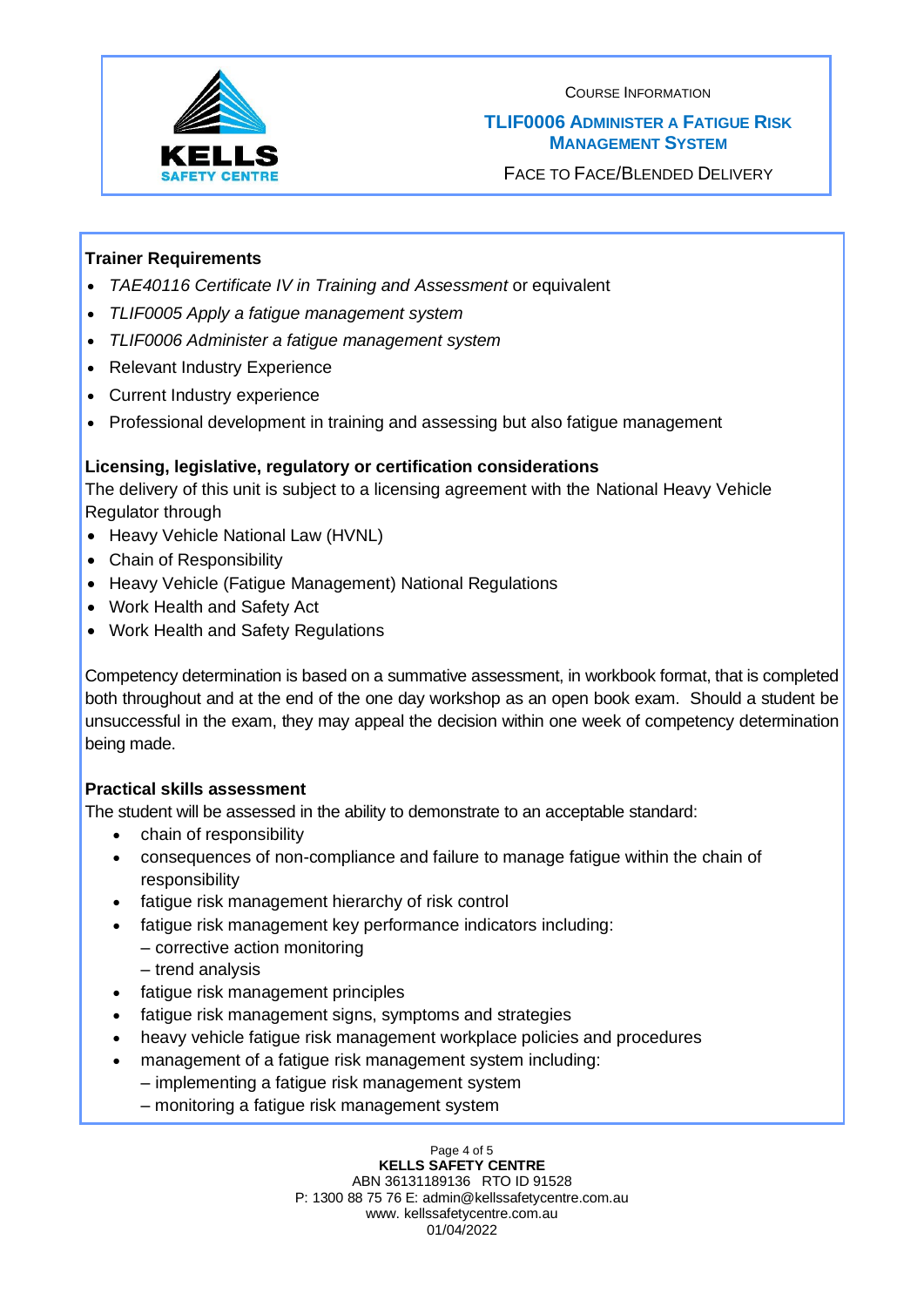COURSE INFORMATION

**TLIF0006 ADMINISTER A FATIGUE RISK MANAGEMENT SYSTEM**

FACE TO FACE/BLENDED DELIVERY

**Trainer Requirements**

- *TAE40116 Certificate IV in Training and Assessment* or equivalent
- *TLIF0005 Apply a fatigue management system*
- *TLIF0006 Administer a fatigue management system*
- Relevant Industry Experience
- Current Industry experience
- Professional development in training and assessing but also fatigue management

**Licensing, legislative, regulatory or certification considerations**

The delivery of this unit is subject to a licensing agreement with the National Heavy Vehicle Regulator through

- Heavy Vehicle National Law (HVNL)
- Chain of Responsibility
- Heavy Vehicle (Fatigue Management) National Regulations
- Work Health and Safety Act
- Work Health and Safety Regulations

Competency determination is based on a summative assessment, in workbook format, that is completed both throughout and at the end of the one day workshop as an open book exam. Should a student be unsuccessful in the exam, they may appeal the decision within one week of competency determination being made.

**Practical skills assessment**

The student will be assessed in the ability to demonstrate to an acceptable standard:

- chain of responsibility
- consequences of non-compliance and failure to manage fatigue within the chain of responsibility
- fatigue risk management hierarchy of risk control
- fatigue risk management key performance indicators including:
  – corrective action monitoring
  – trend analysis
- fatigue risk management principles
- fatigue risk management signs, symptoms and strategies
- heavy vehicle fatigue risk management workplace policies and procedures
- management of a fatigue risk management system including:
  – implementing a fatigue risk management system
  – monitoring a fatigue risk management system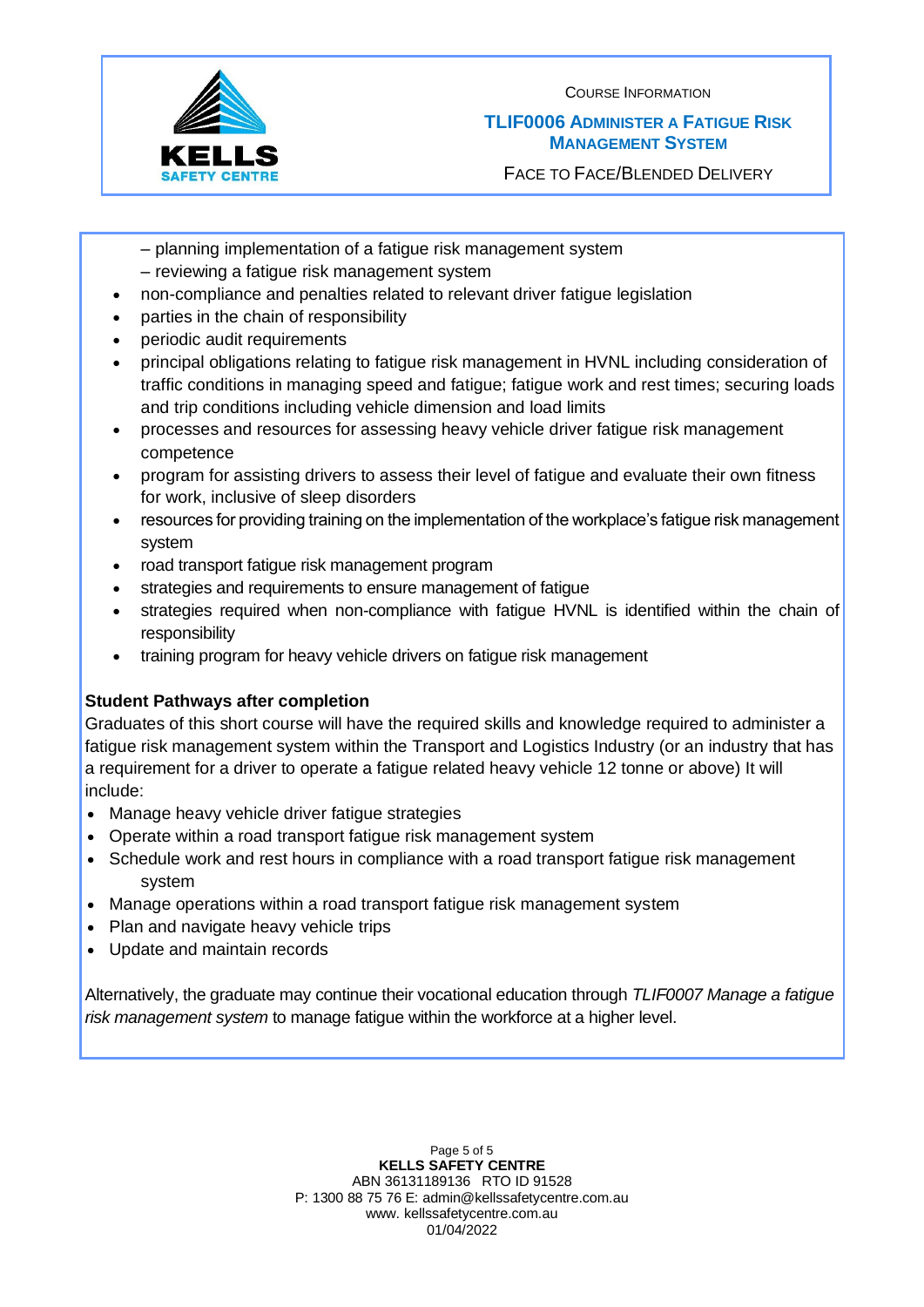– planning implementation of a fatigue risk management system
  – reviewing a fatigue risk management system
- non-compliance and penalties related to relevant driver fatigue legislation
- parties in the chain of responsibility
- periodic audit requirements
- principal obligations relating to fatigue risk management in HVNL including consideration of traffic conditions in managing speed and fatigue; fatigue work and rest times; securing loads and trip conditions including vehicle dimension and load limits
- processes and resources for assessing heavy vehicle driver fatigue risk management competence
- program for assisting drivers to assess their level of fatigue and evaluate their own fitness for work, inclusive of sleep disorders
- resources for providing training on the implementation of the workplace's fatigue risk management system
- road transport fatigue risk management program
- strategies and requirements to ensure management of fatigue
- strategies required when non-compliance with fatigue HVNL is identified within the chain of responsibility
- training program for heavy vehicle drivers on fatigue risk management

**Student Pathways after completion**

Graduates of this short course will have the required skills and knowledge required to administer a fatigue risk management system within the Transport and Logistics Industry (or an industry that has a requirement for a driver to operate a fatigue related heavy vehicle 12 tonne or above) It will include:

- Manage heavy vehicle driver fatigue strategies
- Operate within a road transport fatigue risk management system
- Schedule work and rest hours in compliance with a road transport fatigue risk management system
- Manage operations within a road transport fatigue risk management system
- Plan and navigate heavy vehicle trips
- Update and maintain records

Alternatively, the graduate may continue their vocational education through *TLIF0007 Manage a fatigue risk management system* to manage fatigue within the workforce at a higher level.